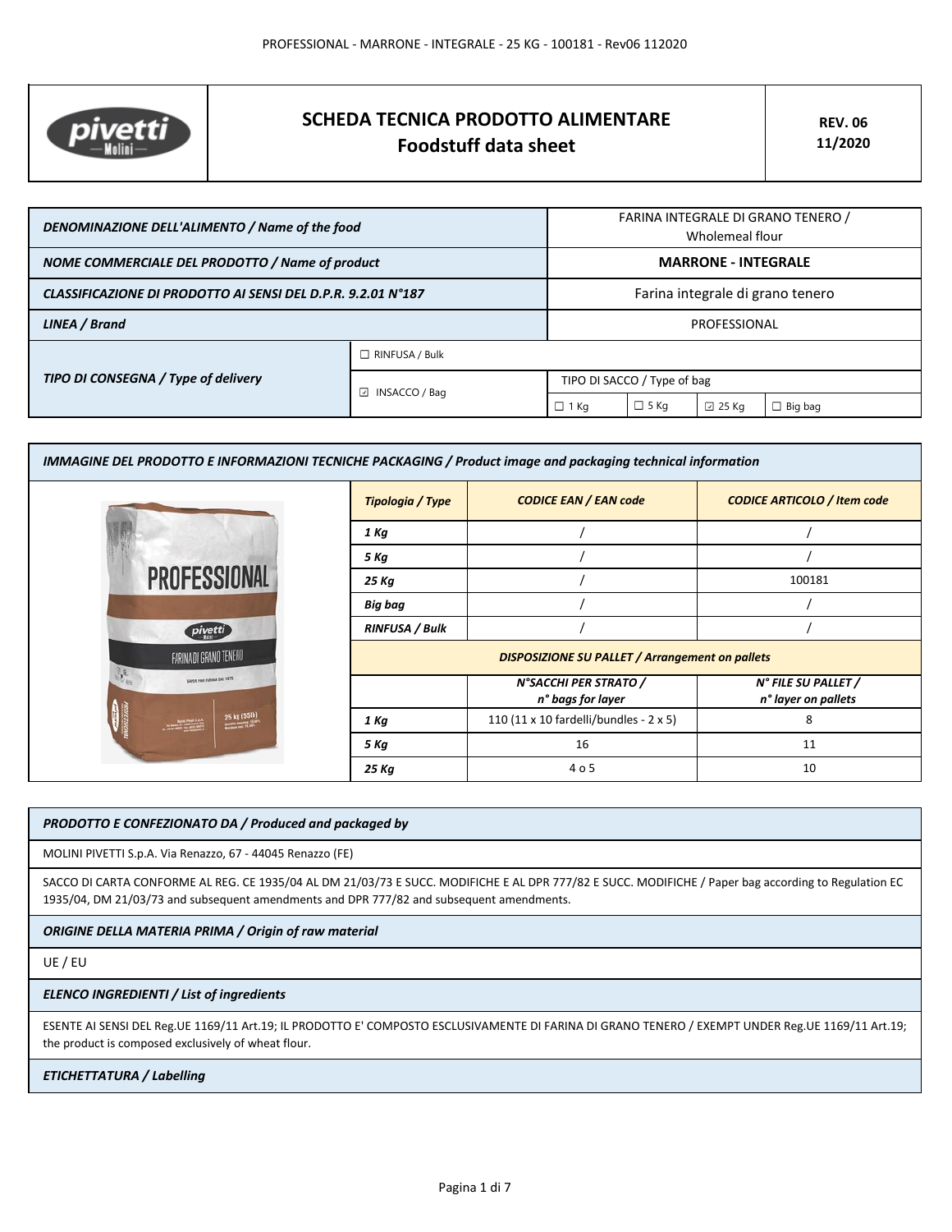| | **SCHEDA TECNICA PRODOTTO ALIMENTARE**<br>**Foodstuff data sheet** | **REV. 06**<br>**11/2020** |
|---|---|---|

| | | | | | |
|---|---|---|---|---|---|
| ***DENOMINAZIONE DELL'ALIMENTO / Name of the food*** | | FARINA INTEGRALE DI GRANO TENERO / Wholemeal flour | | | |
| ***NOME COMMERCIALE DEL PRODOTTO / Name of product*** | | **MARRONE - INTEGRALE** | | | |
| ***CLASSIFICAZIONE DI PRODOTTO AI SENSI DEL D.P.R. 9.2.01 N°187*** | | Farina integrale di grano tenero | | | |
| ***LINEA / Brand*** | | PROFESSIONAL | | | |
| ***TIPO DI CONSEGNA / Type of delivery*** | ☐ RINFUSA / Bulk | | | | |
| | ☑ INSACCO / Bag | TIPO DI SACCO / Type of bag | | | |
| | | ☐ 1 Kg | ☐ 5 Kg | ☑ 25 Kg | ☐ Big bag |

***IMMAGINE DEL PRODOTTO E INFORMAZIONI TECNICHE PACKAGING / Product image and packaging technical information***

| ***Tipologia / Type*** | ***CODICE EAN / EAN code*** | ***CODICE ARTICOLO / Item code*** |
|---|---|---|
| ***1 Kg*** | / | / |
| ***5 Kg*** | / | / |
| ***25 Kg*** | / | 100181 |
| ***Big bag*** | / | / |
| ***RINFUSA / Bulk*** | / | / |
| ***DISPOSIZIONE SU PALLET / Arrangement on pallets*** | | |
| | ***N°SACCHI PER STRATO / n° bags for layer*** | ***N° FILE SU PALLET / n° layer on pallets*** |
| ***1 Kg*** | 110 (11 x 10 fardelli/bundles - 2 x 5) | 8 |
| ***5 Kg*** | 16 | 11 |
| ***25 Kg*** | 4 o 5 | 10 |

***PRODOTTO E CONFEZIONATO DA / Produced and packaged by***

MOLINI PIVETTI S.p.A. Via Renazzo, 67 - 44045 Renazzo (FE)

SACCO DI CARTA CONFORME AL REG. CE 1935/04 AL DM 21/03/73 E SUCC. MODIFICHE E AL DPR 777/82 E SUCC. MODIFICHE / Paper bag according to Regulation EC 1935/04, DM 21/03/73 and subsequent amendments and DPR 777/82 and subsequent amendments.

***ORIGINE DELLA MATERIA PRIMA / Origin of raw material***

UE / EU

***ELENCO INGREDIENTI / List of ingredients***

ESENTE AI SENSI DEL Reg.UE 1169/11 Art.19; IL PRODOTTO E' COMPOSTO ESCLUSIVAMENTE DI FARINA DI GRANO TENERO / EXEMPT UNDER Reg.UE 1169/11 Art.19; the product is composed exclusively of wheat flour.

***ETICHETTATURA / Labelling***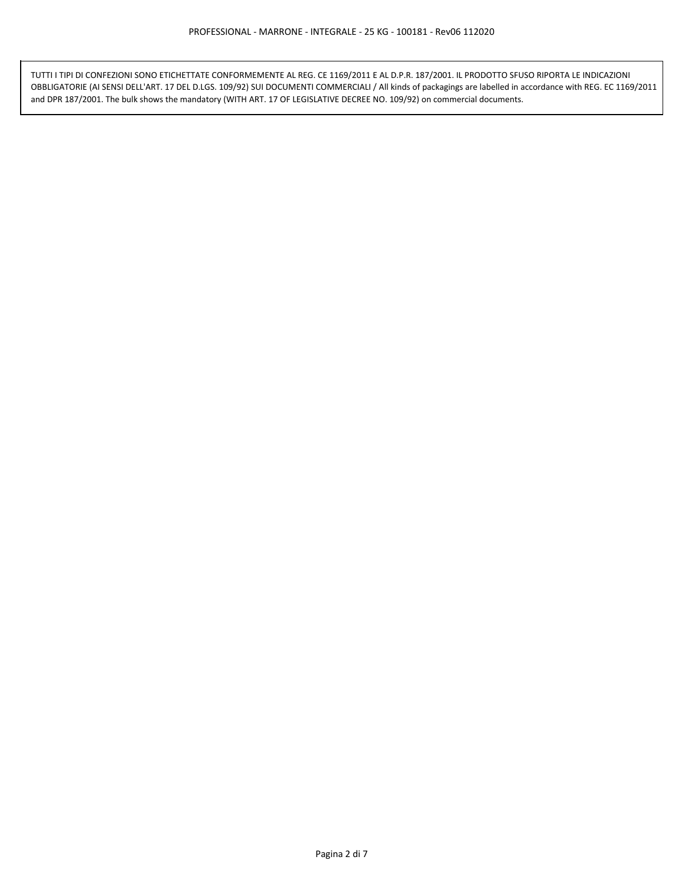TUTTI I TIPI DI CONFEZIONI SONO ETICHETTATE CONFORMEMENTE AL REG. CE 1169/2011 E AL D.P.R. 187/2001. IL PRODOTTO SFUSO RIPORTA LE INDICAZIONI OBBLIGATORIE (AI SENSI DELL'ART. 17 DEL D.LGS. 109/92) SUI DOCUMENTI COMMERCIALI / All kinds of packagings are labelled in accordance with REG. EC 1169/2011 and DPR 187/2001. The bulk shows the mandatory (WITH ART. 17 OF LEGISLATIVE DECREE NO. 109/92) on commercial documents.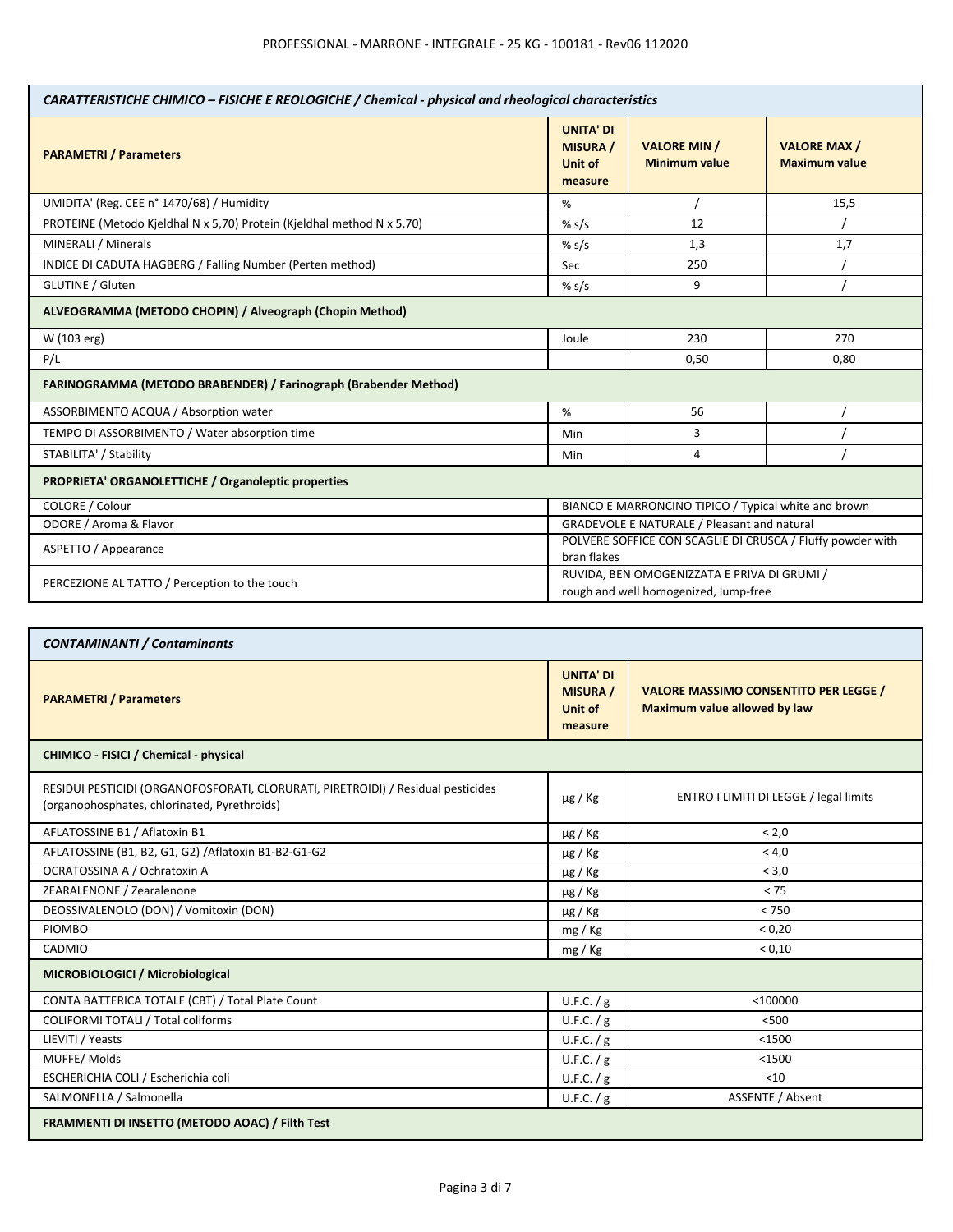| CARATTERISTICHE CHIMICO – FISICHE E REOLOGICHE / Chemical - physical and rheological characteristics | | | |
|---|---|---|---|
| **PARAMETRI / Parameters** | **UNITA' DI MISURA / Unit of measure** | **VALORE MIN / Minimum value** | **VALORE MAX / Maximum value** |
| UMIDITA' (Reg. CEE n° 1470/68) / Humidity | % | / | 15,5 |
| PROTEINE (Metodo Kjeldhal N x 5,70) Protein (Kjeldhal method N x 5,70) | % s/s | 12 | / |
| MINERALI / Minerals | % s/s | 1,3 | 1,7 |
| INDICE DI CADUTA HAGBERG / Falling Number (Perten method) | Sec | 250 | / |
| GLUTINE / Gluten | % s/s | 9 | / |
| **ALVEOGRAMMA (METODO CHOPIN) / Alveograph (Chopin Method)** | | | |
| W (103 erg) | Joule | 230 | 270 |
| P/L | | 0,50 | 0,80 |
| **FARINOGRAMMA (METODO BRABENDER) / Farinograph (Brabender Method)** | | | |
| ASSORBIMENTO ACQUA / Absorption water | % | 56 | / |
| TEMPO DI ASSORBIMENTO / Water absorption time | Min | 3 | / |
| STABILITA' / Stability | Min | 4 | / |
| **PROPRIETA' ORGANOLETTICHE / Organoleptic properties** | | | |
| COLORE / Colour | BIANCO E MARRONCINO TIPICO / Typical white and brown | | |
| ODORE / Aroma & Flavor | GRADEVOLE E NATURALE / Pleasant and natural | | |
| ASPETTO / Appearance | POLVERE SOFFICE CON SCAGLIE DI CRUSCA / Fluffy powder with bran flakes | | |
| PERCEZIONE AL TATTO / Perception to the touch | RUVIDA, BEN OMOGENIZZATA E PRIVA DI GRUMI / rough and well homogenized, lump-free | | |

| CONTAMINANTI / Contaminants | | |
|---|---|---|
| **PARAMETRI / Parameters** | **UNITA' DI MISURA / Unit of measure** | **VALORE MASSIMO CONSENTITO PER LEGGE / Maximum value allowed by law** |
| **CHIMICO - FISICI / Chemical - physical** | | |
| RESIDUI PESTICIDI (ORGANOFOSFORATI, CLORURATI, PIRETROIDI) / Residual pesticides (organophosphates, chlorinated, Pyrethroids) | µg / Kg | ENTRO I LIMITI DI LEGGE / legal limits |
| AFLATOSSINE B1 / Aflatoxin B1 | µg / Kg | < 2,0 |
| AFLATOSSINE (B1, B2, G1, G2) /Aflatoxin B1-B2-G1-G2 | µg / Kg | < 4,0 |
| OCRATOSSINA A / Ochratoxin A | µg / Kg | < 3,0 |
| ZEARALENONE / Zearalenone | µg / Kg | < 75 |
| DEOSSIVALENOLO (DON) / Vomitoxin (DON) | µg / Kg | < 750 |
| PIOMBO | mg / Kg | < 0,20 |
| CADMIO | mg / Kg | < 0,10 |
| **MICROBIOLOGICI / Microbiological** | | |
| CONTA BATTERICA TOTALE (CBT) / Total Plate Count | U.F.C. / g | <100000 |
| COLIFORMI TOTALI / Total coliforms | U.F.C. / g | <500 |
| LIEVITI / Yeasts | U.F.C. / g | <1500 |
| MUFFE/ Molds | U.F.C. / g | <1500 |
| ESCHERICHIA COLI / Escherichia coli | U.F.C. / g | <10 |
| SALMONELLA / Salmonella | U.F.C. / g | ASSENTE / Absent |
| **FRAMMENTI DI INSETTO (METODO AOAC) / Filth Test** | | |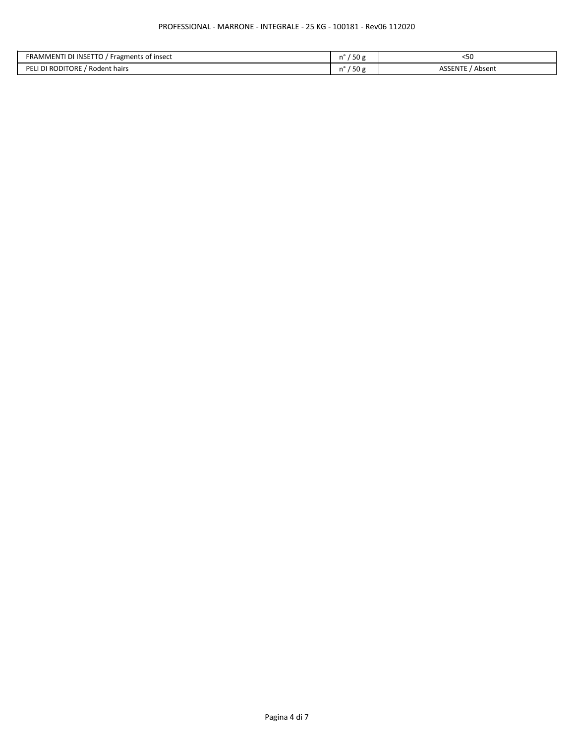| FRAMMENTI DI INSETTO / Fragments of insect | n° / 50 g | <50 |
|---|---|---|
| PELI DI RODITORE / Rodent hairs | n° / 50 g | ASSENTE / Absent |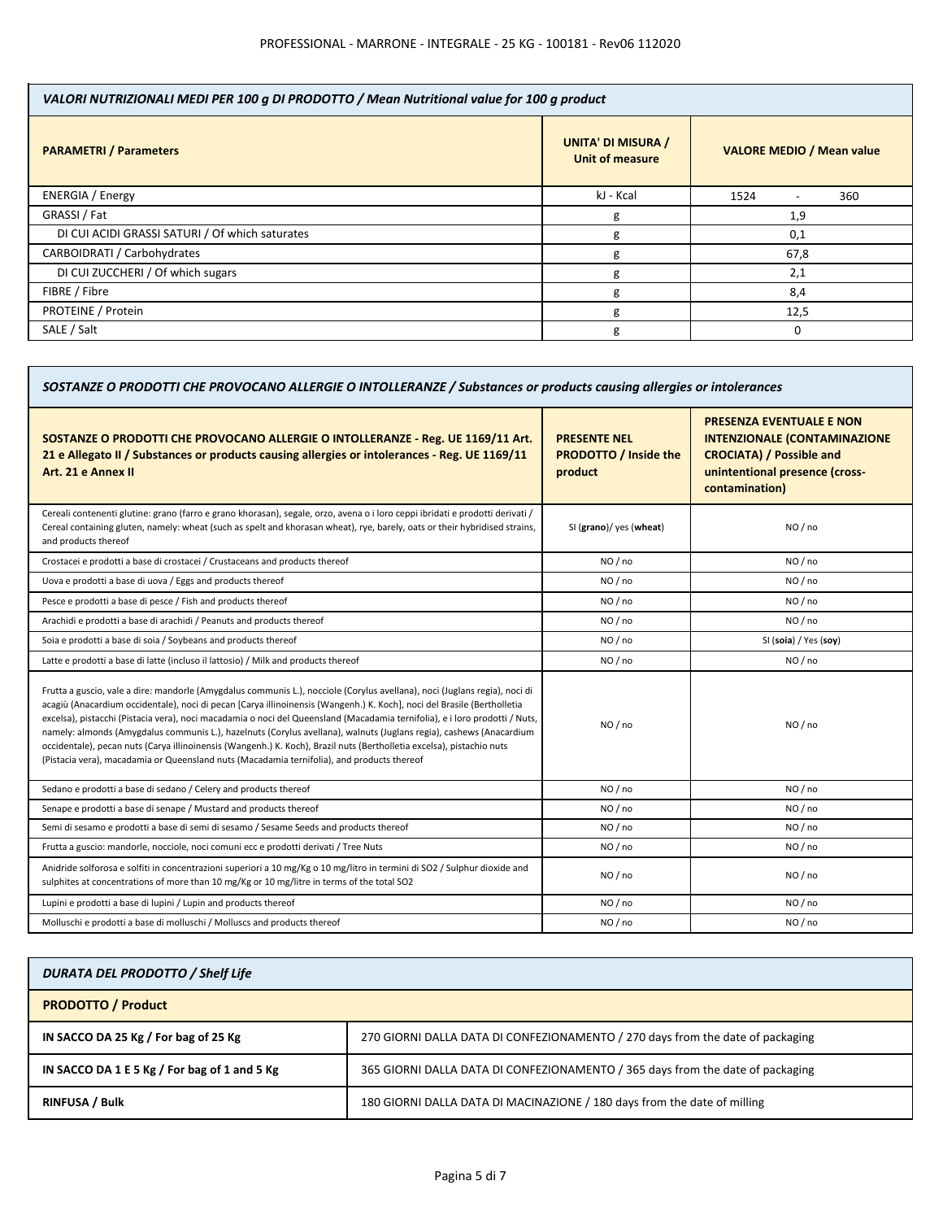| *VALORI NUTRIZIONALI MEDI PER 100 g DI PRODOTTO / Mean Nutritional value for 100 g product* | | |
|---|---|---|
| **PARAMETRI / Parameters** | **UNITA' DI MISURA / Unit of measure** | **VALORE MEDIO / Mean value** |
| ENERGIA / Energy | kJ - Kcal | 1524 - 360 |
| GRASSI / Fat | g | 1,9 |
| DI CUI ACIDI GRASSI SATURI / Of which saturates | g | 0,1 |
| CARBOIDRATI / Carbohydrates | g | 67,8 |
| DI CUI ZUCCHERI / Of which sugars | g | 2,1 |
| FIBRE / Fibre | g | 8,4 |
| PROTEINE / Protein | g | 12,5 |
| SALE / Salt | g | 0 |

| *SOSTANZE O PRODOTTI CHE PROVOCANO ALLERGIE O INTOLLERANZE / Substances or products causing allergies or intolerances* | | |
|---|---|---|
| **SOSTANZE O PRODOTTI CHE PROVOCANO ALLERGIE O INTOLLERANZE - Reg. UE 1169/11 Art. 21 e Allegato II / Substances or products causing allergies or intolerances - Reg. UE 1169/11 Art. 21 e Annex II** | **PRESENTE NEL PRODOTTO / Inside the product** | **PRESENZA EVENTUALE E NON INTENZIONALE (CONTAMINAZIONE CROCIATA) / Possible and unintentional presence (cross-contamination)** |
| Cereali contenenti glutine: grano (farro e grano khorasan), segale, orzo, avena o i loro ceppi ibridati e prodotti derivati / Cereal containing gluten, namely: wheat (such as spelt and khorasan wheat), rye, barely, oats or their hybridised strains, and products thereof | SI (**grano**)/ yes (**wheat**) | NO / no |
| Crostacei e prodotti a base di crostacei / Crustaceans and products thereof | NO / no | NO / no |
| Uova e prodotti a base di uova / Eggs and products thereof | NO / no | NO / no |
| Pesce e prodotti a base di pesce / Fish and products thereof | NO / no | NO / no |
| Arachidi e prodotti a base di arachidi / Peanuts and products thereof | NO / no | NO / no |
| Soia e prodotti a base di soia / Soybeans and products thereof | NO / no | SI (**soia**) / Yes (**soy**) |
| Latte e prodotti a base di latte (incluso il lattosio) / Milk and products thereof | NO / no | NO / no |
| Frutta a guscio, vale a dire: mandorle (Amygdalus communis L.), nocciole (Corylus avellana), noci (Juglans regia), noci di acagiù (Anacardium occidentale), noci di pecan [Carya illinoinensis (Wangenh.) K. Koch], noci del Brasile (Bertholletia excelsa), pistacchi (Pistacia vera), noci macadamia o noci del Queensland (Macadamia ternifolia), e i loro prodotti / Nuts, namely: almonds (Amygdalus communis L.), hazelnuts (Corylus avellana), walnuts (Juglans regia), cashews (Anacardium occidentale), pecan nuts (Carya illinoinensis (Wangenh.) K. Koch), Brazil nuts (Bertholletia excelsa), pistachio nuts (Pistacia vera), macadamia or Queensland nuts (Macadamia ternifolia), and products thereof | NO / no | NO / no |
| Sedano e prodotti a base di sedano / Celery and products thereof | NO / no | NO / no |
| Senape e prodotti a base di senape / Mustard and products thereof | NO / no | NO / no |
| Semi di sesamo e prodotti a base di semi di sesamo / Sesame Seeds and products thereof | NO / no | NO / no |
| Frutta a guscio: mandorle, nocciole, noci comuni ecc e prodotti derivati / Tree Nuts | NO / no | NO / no |
| Anidride solforosa e solfiti in concentrazioni superiori a 10 mg/Kg o 10 mg/litro in termini di SO2 / Sulphur dioxide and sulphites at concentrations of more than 10 mg/Kg or 10 mg/litre in terms of the total SO2 | NO / no | NO / no |
| Lupini e prodotti a base di lupini / Lupin and products thereof | NO / no | NO / no |
| Molluschi e prodotti a base di molluschi / Molluscs and products thereof | NO / no | NO / no |

| *DURATA DEL PRODOTTO / Shelf Life* | |
|---|---|
| **PRODOTTO / Product** | |
| **IN SACCO DA 25 Kg / For bag of 25 Kg** | 270 GIORNI DALLA DATA DI CONFEZIONAMENTO / 270 days from the date of packaging |
| **IN SACCO DA 1 E 5 Kg / For bag of 1 and 5 Kg** | 365 GIORNI DALLA DATA DI CONFEZIONAMENTO / 365 days from the date of packaging |
| **RINFUSA / Bulk** | 180 GIORNI DALLA DATA DI MACINAZIONE / 180 days from the date of milling |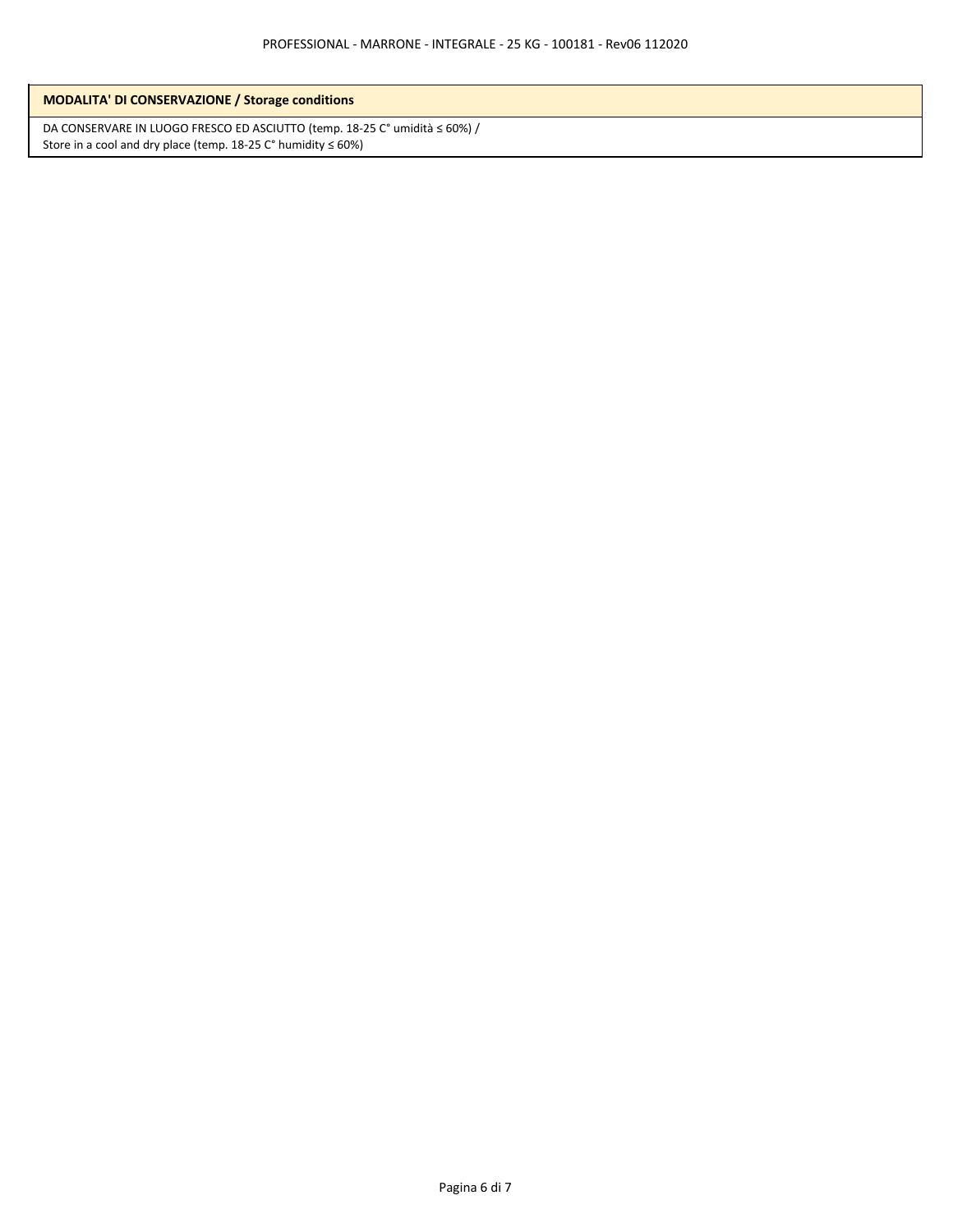| MODALITA' DI CONSERVAZIONE / Storage conditions |
| --- |
| DA CONSERVARE IN LUOGO FRESCO ED ASCIUTTO (temp. 18-25 C° umidità ≤ 60%) / Store in a cool and dry place (temp. 18-25 C° humidity ≤ 60%) |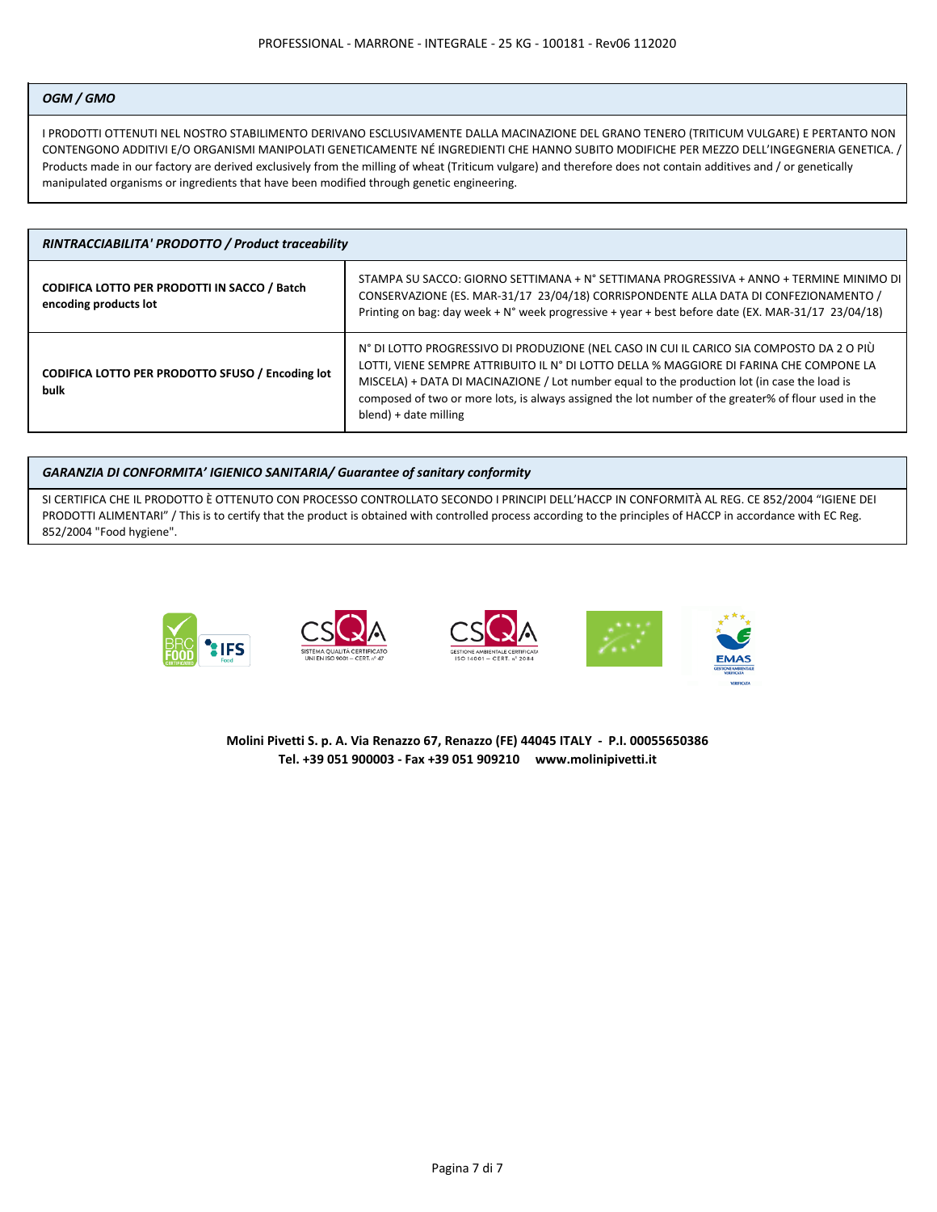## *OGM / GMO*

I PRODOTTI OTTENUTI NEL NOSTRO STABILIMENTO DERIVANO ESCLUSIVAMENTE DALLA MACINAZIONE DEL GRANO TENERO (TRITICUM VULGARE) E PERTANTO NON CONTENGONO ADDITIVI E/O ORGANISMI MANIPOLATI GENETICAMENTE NÉ INGREDIENTI CHE HANNO SUBITO MODIFICHE PER MEZZO DELL'INGEGNERIA GENETICA. / Products made in our factory are derived exclusively from the milling of wheat (Triticum vulgare) and therefore does not contain additives and / or genetically manipulated organisms or ingredients that have been modified through genetic engineering.

## *RINTRACCIABILITA' PRODOTTO / Product traceability*

| | |
|---|---|
| **CODIFICA LOTTO PER PRODOTTI IN SACCO / Batch encoding products lot** | STAMPA SU SACCO: GIORNO SETTIMANA + N° SETTIMANA PROGRESSIVA + ANNO + TERMINE MINIMO DI CONSERVAZIONE (ES. MAR-31/17 23/04/18) CORRISPONDENTE ALLA DATA DI CONFEZIONAMENTO / Printing on bag: day week + N° week progressive + year + best before date (EX. MAR-31/17 23/04/18) |
| **CODIFICA LOTTO PER PRODOTTO SFUSO / Encoding lot bulk** | N° DI LOTTO PROGRESSIVO DI PRODUZIONE (NEL CASO IN CUI IL CARICO SIA COMPOSTO DA 2 O PIÙ LOTTI, VIENE SEMPRE ATTRIBUITO IL N° DI LOTTO DELLA % MAGGIORE DI FARINA CHE COMPONE LA MISCELA) + DATA DI MACINAZIONE / Lot number equal to the production lot (in case the load is composed of two or more lots, is always assigned the lot number of the greater% of flour used in the blend) + date milling |

## *GARANZIA DI CONFORMITA' IGIENICO SANITARIA/ Guarantee of sanitary conformity*

SI CERTIFICA CHE IL PRODOTTO È OTTENUTO CON PROCESSO CONTROLLATO SECONDO I PRINCIPI DELL'HACCP IN CONFORMITÀ AL REG. CE 852/2004 "IGIENE DEI PRODOTTI ALIMENTARI" / This is to certify that the product is obtained with controlled process according to the principles of HACCP in accordance with EC Reg. 852/2004 "Food hygiene".

**Molini Pivetti S. p. A. Via Renazzo 67, Renazzo (FE) 44045 ITALY - P.I. 00055650386**
**Tel. +39 051 900003 - Fax +39 051 909210 www.molinipivetti.it**